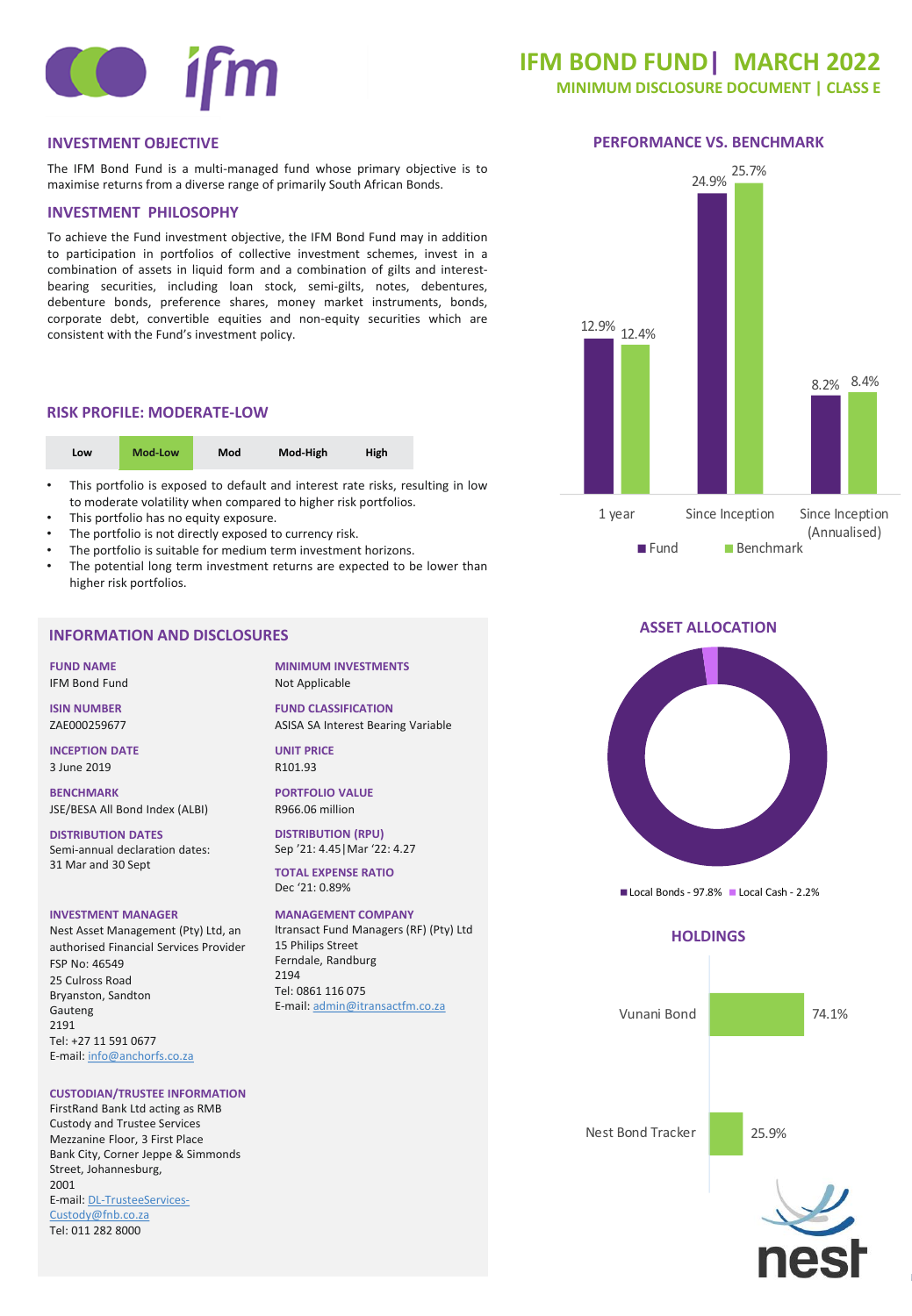# IFM BOND FUND | MARCH 2022

## MINIMUM DISCLOSURE DOCUMENT | CLASS E

## INVESTMENT OBJECTIVE

The IFM Bond Fund is a multi-managed fund whose primary objective is to maximise returns from a diverse range of primarily South African Bonds.

## INVESTMENT PHILOSOPHY

To achieve the Fund investment objective, the IFM Bond Fund may in addition to participation in portfolios of collective investment schemes, invest in a combination of assets in liquid form and a combination of gilts and interest-bearing securities, including loan stock, semi-gilts, notes, debentures, debenture bonds, preference shares, money market instruments, bonds, corporate debt, convertible equities and non-equity securities which are consistent with the Fund's investment policy.

## RISK PROFILE: MODERATE-LOW

| Low | Mod-Low | Mod | Mod-High | High |
|---|---|---|---|---|

- This portfolio is exposed to default and interest rate risks, resulting in low to moderate volatility when compared to higher risk portfolios.
- This portfolio has no equity exposure.
- The portfolio is not directly exposed to currency risk.
- The portfolio is suitable for medium term investment horizons.
- The potential long term investment returns are expected to be lower than higher risk portfolios.

## INFORMATION AND DISCLOSURES

**FUND NAME**
IFM Bond Fund

**ISIN NUMBER**
ZAE000259677

**INCEPTION DATE**
3 June 2019

**BENCHMARK**
JSE/BESA All Bond Index (ALBI)

**DISTRIBUTION DATES**
Semi-annual declaration dates:
31 Mar and 30 Sept

**INVESTMENT MANAGER**
Nest Asset Management (Pty) Ltd, an authorised Financial Services Provider
FSP No: 46549
25 Culross Road
Bryanston, Sandton
Gauteng
2191
Tel: +27 11 591 0677
E-mail: info@anchorfs.co.za

**CUSTODIAN/TRUSTEE INFORMATION**
FirstRand Bank Ltd acting as RMB Custody and Trustee Services
Mezzanine Floor, 3 First Place
Bank City, Corner Jeppe & Simmonds Street, Johannesburg,
2001
E-mail: DL-TrusteeServices-Custody@fnb.co.za
Tel: 011 282 8000

**MINIMUM INVESTMENTS**
Not Applicable

**FUND CLASSIFICATION**
ASISA SA Interest Bearing Variable

**UNIT PRICE**
R101.93

**PORTFOLIO VALUE**
R966.06 million

**DISTRIBUTION (RPU)**
Sep '21: 4.45|Mar '22: 4.27

**TOTAL EXPENSE RATIO**
Dec '21: 0.89%

**MANAGEMENT COMPANY**
Itransact Fund Managers (RF) (Pty) Ltd
15 Philips Street
Ferndale, Randburg
2194
Tel: 0861 116 075
E-mail: admin@itransactfm.co.za

## PERFORMANCE VS. BENCHMARK

| | Fund | Benchmark |
|---|---|---|
| 1 year | 12.9% | 12.4% |
| Since Inception | 24.9% | 25.7% |
| Since Inception (Annualised) | 8.2% | 8.4% |

## ASSET ALLOCATION

Local Bonds - 97.8% | Local Cash - 2.2%

## HOLDINGS

| Holding | % |
|---|---|
| Vunani Bond | 74.1% |
| Nest Bond Tracker | 25.9% |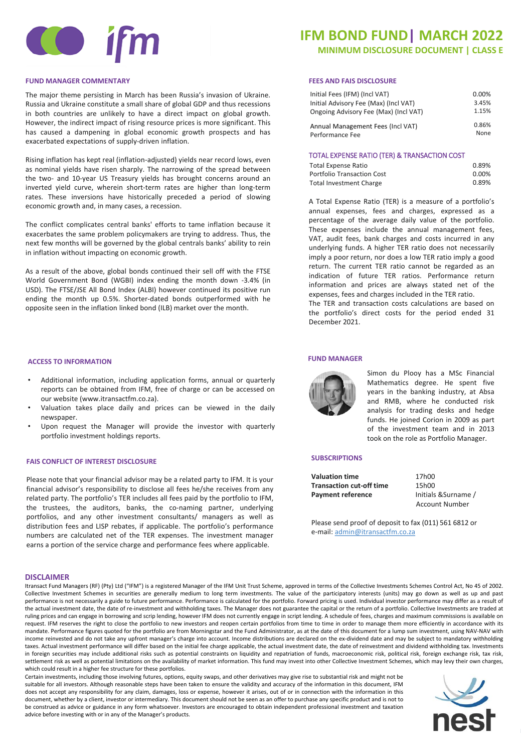# IFM BOND FUND| MARCH 2022

## MINIMUM DISCLOSURE DOCUMENT | CLASS E

### FUND MANAGER COMMENTARY

The major theme persisting in March has been Russia's invasion of Ukraine. Russia and Ukraine constitute a small share of global GDP and thus recessions in both countries are unlikely to have a direct impact on global growth. However, the indirect impact of rising resource prices is more significant. This has caused a dampening in global economic growth prospects and has exacerbated expectations of supply-driven inflation.

Rising inflation has kept real (inflation-adjusted) yields near record lows, even as nominal yields have risen sharply. The narrowing of the spread between the two- and 10-year US Treasury yields has brought concerns around an inverted yield curve, wherein short-term rates are higher than long-term rates. These inversions have historically preceded a period of slowing economic growth and, in many cases, a recession.

The conflict complicates central banks' efforts to tame inflation because it exacerbates the same problem policymakers are trying to address. Thus, the next few months will be governed by the global centrals banks' ability to rein in inflation without impacting on economic growth.

As a result of the above, global bonds continued their sell off with the FTSE World Government Bond (WGBI) index ending the month down -3.4% (in USD). The FTSE/JSE All Bond Index (ALBI) however continued its positive run ending the month up 0.5%. Shorter-dated bonds outperformed with he opposite seen in the inflation linked bond (ILB) market over the month.

### FEES AND FAIS DISCLOSURE

| | |
|---|---|
| Initial Fees (IFM) (Incl VAT) | 0.00% |
| Initial Advisory Fee (Max) (Incl VAT) | 3.45% |
| Ongoing Advisory Fee (Max) (Incl VAT) | 1.15% |
| Annual Management Fees (Incl VAT) | 0.86% |
| Performance Fee | None |

### TOTAL EXPENSE RATIO (TER) & TRANSACTION COST

| | |
|---|---|
| Total Expense Ratio | 0.89% |
| Portfolio Transaction Cost | 0.00% |
| Total Investment Charge | 0.89% |

A Total Expense Ratio (TER) is a measure of a portfolio's annual expenses, fees and charges, expressed as a percentage of the average daily value of the portfolio. These expenses include the annual management fees, VAT, audit fees, bank charges and costs incurred in any underlying funds. A higher TER ratio does not necessarily imply a poor return, nor does a low TER ratio imply a good return. The current TER ratio cannot be regarded as an indication of future TER ratios. Performance return information and prices are always stated net of the expenses, fees and charges included in the TER ratio.
The TER and transaction costs calculations are based on the portfolio's direct costs for the period ended 31 December 2021.

### ACCESS TO INFORMATION

- Additional information, including application forms, annual or quarterly reports can be obtained from IFM, free of charge or can be accessed on our website (www.itransactfm.co.za).
- Valuation takes place daily and prices can be viewed in the daily newspaper.
- Upon request the Manager will provide the investor with quarterly portfolio investment holdings reports.

### FAIS CONFLICT OF INTEREST DISCLOSURE

Please note that your financial advisor may be a related party to IFM. It is your financial advisor's responsibility to disclose all fees he/she receives from any related party. The portfolio's TER includes all fees paid by the portfolio to IFM, the trustees, the auditors, banks, the co-naming partner, underlying portfolios, and any other investment consultants/ managers as well as distribution fees and LISP rebates, if applicable. The portfolio's performance numbers are calculated net of the TER expenses. The investment manager earns a portion of the service charge and performance fees where applicable.

### FUND MANAGER

Simon du Plooy has a MSc Financial Mathematics degree. He spent five years in the banking industry, at Absa and RMB, where he conducted risk analysis for trading desks and hedge funds. He joined Corion in 2009 as part of the investment team and in 2013 took on the role as Portfolio Manager.

### SUBSCRIPTIONS

| | |
|---|---|
| **Valuation time** | 17h00 |
| **Transaction cut-off time** | 15h00 |
| **Payment reference** | Initials &Surname / Account Number |

Please send proof of deposit to fax (011) 561 6812 or e-mail: admin@itransactfm.co.za

### DISCLAIMER

Itransact Fund Managers (RF) (Pty) Ltd ("IFM") is a registered Manager of the IFM Unit Trust Scheme, approved in terms of the Collective Investments Schemes Control Act, No 45 of 2002. Collective Investment Schemes in securities are generally medium to long term investments. The value of the participatory interests (units) may go down as well as up and past performance is not necessarily a guide to future performance. Performance is calculated for the portfolio. Forward pricing is used. Individual investor performance may differ as a result of the actual investment date, the date of re-investment and withholding taxes. The Manager does not guarantee the capital or the return of a portfolio. Collective Investments are traded at ruling prices and can engage in borrowing and scrip lending, however IFM does not currently engage in script lending. A schedule of fees, charges and maximum commissions is available on request. IFM reserves the right to close the portfolio to new investors and reopen certain portfolios from time to time in order to manage them more efficiently in accordance with its mandate. Performance figures quoted for the portfolio are from Morningstar and the Fund Administrator, as at the date of this document for a lump sum investment, using NAV-NAV with income reinvested and do not take any upfront manager's charge into account. Income distributions are declared on the ex-dividend date and may be subject to mandatory withholding taxes. Actual investment performance will differ based on the initial fee charge applicable, the actual investment date, the date of reinvestment and dividend withholding tax. Investments in foreign securities may include additional risks such as potential constraints on liquidity and repatriation of funds, macroeconomic risk, political risk, foreign exchange risk, tax risk, settlement risk as well as potential limitations on the availability of market information. This fund may invest into other Collective Investment Schemes, which may levy their own charges, which could result in a higher fee structure for these portfolios.
Certain investments, including those involving futures, options, equity swaps, and other derivatives may give rise to substantial risk and might not be suitable for all investors. Although reasonable steps have been taken to ensure the validity and accuracy of the information in this document, IFM does not accept any responsibility for any claim, damages, loss or expense, however it arises, out of or in connection with the information in this document, whether by a client, investor or intermediary. This document should not be seen as an offer to purchase any specific product and is not to be construed as advice or guidance in any form whatsoever. Investors are encouraged to obtain independent professional investment and taxation advice before investing with or in any of the Manager's products.